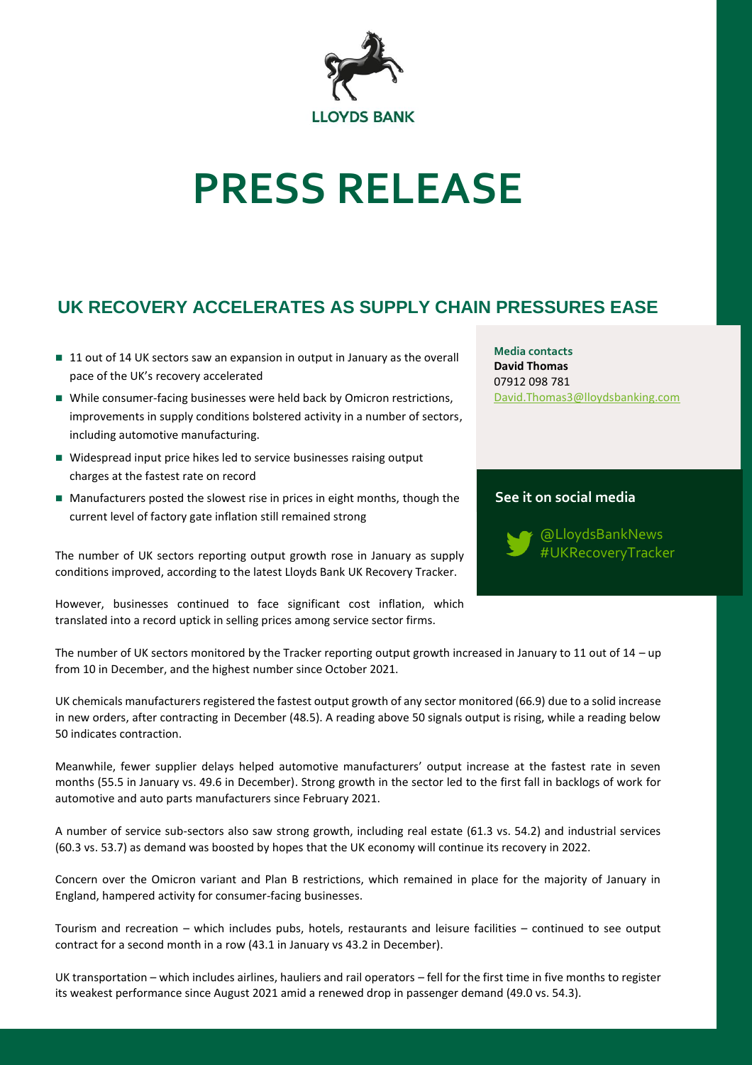LLOYDS BANK

# PRESS RELEASE

## UK RECOVERY ACCELERATES AS SUPPLY CHAIN PRESSURES EASE

- 11 out of 14 UK sectors saw an expansion in output in January as the overall pace of the UK's recovery accelerated
- While consumer-facing businesses were held back by Omicron restrictions, improvements in supply conditions bolstered activity in a number of sectors, including automotive manufacturing.
- Widespread input price hikes led to service businesses raising output charges at the fastest rate on record
- Manufacturers posted the slowest rise in prices in eight months, though the current level of factory gate inflation still remained strong

**Media contacts**
**David Thomas**
07912 098 781
David.Thomas3@lloydsbanking.com

**See it on social media**

@LloydsBankNews
#UKRecoveryTracker

The number of UK sectors reporting output growth rose in January as supply conditions improved, according to the latest Lloyds Bank UK Recovery Tracker.

However, businesses continued to face significant cost inflation, which translated into a record uptick in selling prices among service sector firms.

The number of UK sectors monitored by the Tracker reporting output growth increased in January to 11 out of 14 – up from 10 in December, and the highest number since October 2021.

UK chemicals manufacturers registered the fastest output growth of any sector monitored (66.9) due to a solid increase in new orders, after contracting in December (48.5). A reading above 50 signals output is rising, while a reading below 50 indicates contraction.

Meanwhile, fewer supplier delays helped automotive manufacturers' output increase at the fastest rate in seven months (55.5 in January vs. 49.6 in December). Strong growth in the sector led to the first fall in backlogs of work for automotive and auto parts manufacturers since February 2021.

A number of service sub-sectors also saw strong growth, including real estate (61.3 vs. 54.2) and industrial services (60.3 vs. 53.7) as demand was boosted by hopes that the UK economy will continue its recovery in 2022.

Concern over the Omicron variant and Plan B restrictions, which remained in place for the majority of January in England, hampered activity for consumer-facing businesses.

Tourism and recreation – which includes pubs, hotels, restaurants and leisure facilities – continued to see output contract for a second month in a row (43.1 in January vs 43.2 in December).

UK transportation – which includes airlines, hauliers and rail operators – fell for the first time in five months to register its weakest performance since August 2021 amid a renewed drop in passenger demand (49.0 vs. 54.3).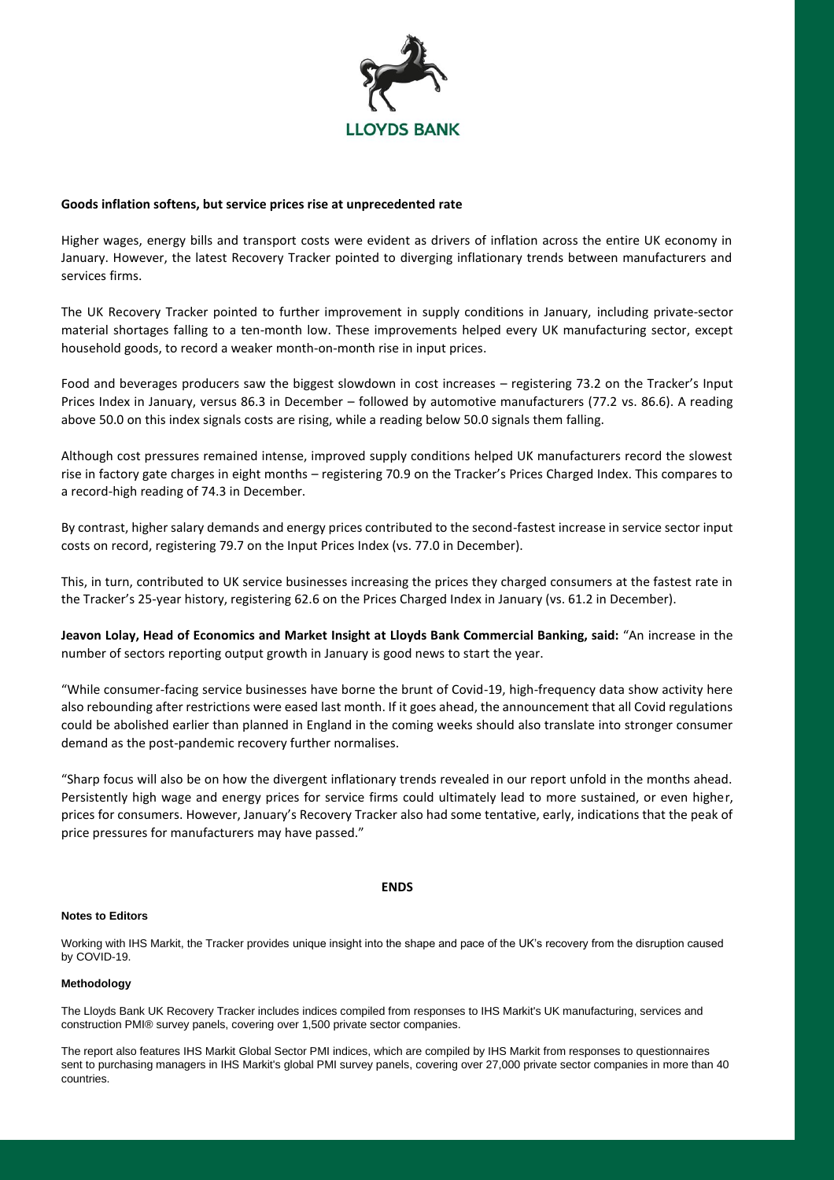**Goods inflation softens, but service prices rise at unprecedented rate**

Higher wages, energy bills and transport costs were evident as drivers of inflation across the entire UK economy in January. However, the latest Recovery Tracker pointed to diverging inflationary trends between manufacturers and services firms.

The UK Recovery Tracker pointed to further improvement in supply conditions in January, including private-sector material shortages falling to a ten-month low. These improvements helped every UK manufacturing sector, except household goods, to record a weaker month-on-month rise in input prices.

Food and beverages producers saw the biggest slowdown in cost increases – registering 73.2 on the Tracker's Input Prices Index in January, versus 86.3 in December – followed by automotive manufacturers (77.2 vs. 86.6). A reading above 50.0 on this index signals costs are rising, while a reading below 50.0 signals them falling.

Although cost pressures remained intense, improved supply conditions helped UK manufacturers record the slowest rise in factory gate charges in eight months – registering 70.9 on the Tracker's Prices Charged Index. This compares to a record-high reading of 74.3 in December.

By contrast, higher salary demands and energy prices contributed to the second-fastest increase in service sector input costs on record, registering 79.7 on the Input Prices Index (vs. 77.0 in December).

This, in turn, contributed to UK service businesses increasing the prices they charged consumers at the fastest rate in the Tracker's 25-year history, registering 62.6 on the Prices Charged Index in January (vs. 61.2 in December).

**Jeavon Lolay, Head of Economics and Market Insight at Lloyds Bank Commercial Banking, said:** "An increase in the number of sectors reporting output growth in January is good news to start the year.

"While consumer-facing service businesses have borne the brunt of Covid-19, high-frequency data show activity here also rebounding after restrictions were eased last month. If it goes ahead, the announcement that all Covid regulations could be abolished earlier than planned in England in the coming weeks should also translate into stronger consumer demand as the post-pandemic recovery further normalises.

"Sharp focus will also be on how the divergent inflationary trends revealed in our report unfold in the months ahead. Persistently high wage and energy prices for service firms could ultimately lead to more sustained, or even higher, prices for consumers. However, January's Recovery Tracker also had some tentative, early, indications that the peak of price pressures for manufacturers may have passed."

**ENDS**

**Notes to Editors**

Working with IHS Markit, the Tracker provides unique insight into the shape and pace of the UK's recovery from the disruption caused by COVID-19.

**Methodology**

The Lloyds Bank UK Recovery Tracker includes indices compiled from responses to IHS Markit's UK manufacturing, services and construction PMI® survey panels, covering over 1,500 private sector companies.

The report also features IHS Markit Global Sector PMI indices, which are compiled by IHS Markit from responses to questionnaires sent to purchasing managers in IHS Markit's global PMI survey panels, covering over 27,000 private sector companies in more than 40 countries.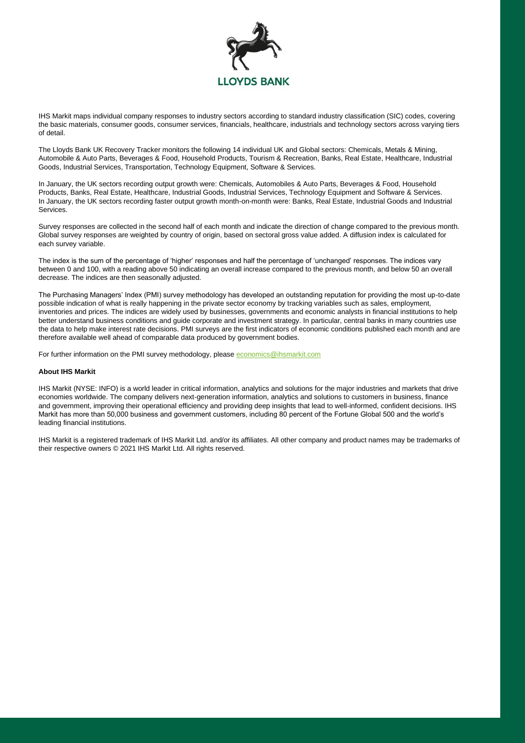LLOYDS BANK

IHS Markit maps individual company responses to industry sectors according to standard industry classification (SIC) codes, covering the basic materials, consumer goods, consumer services, financials, healthcare, industrials and technology sectors across varying tiers of detail.

The Lloyds Bank UK Recovery Tracker monitors the following 14 individual UK and Global sectors: Chemicals, Metals & Mining, Automobile & Auto Parts, Beverages & Food, Household Products, Tourism & Recreation, Banks, Real Estate, Healthcare, Industrial Goods, Industrial Services, Transportation, Technology Equipment, Software & Services.

In January, the UK sectors recording output growth were: Chemicals, Automobiles & Auto Parts, Beverages & Food, Household Products, Banks, Real Estate, Healthcare, Industrial Goods, Industrial Services, Technology Equipment and Software & Services. In January, the UK sectors recording faster output growth month-on-month were: Banks, Real Estate, Industrial Goods and Industrial Services.

Survey responses are collected in the second half of each month and indicate the direction of change compared to the previous month. Global survey responses are weighted by country of origin, based on sectoral gross value added. A diffusion index is calculated for each survey variable.

The index is the sum of the percentage of 'higher' responses and half the percentage of 'unchanged' responses. The indices vary between 0 and 100, with a reading above 50 indicating an overall increase compared to the previous month, and below 50 an overall decrease. The indices are then seasonally adjusted.

The Purchasing Managers' Index (PMI) survey methodology has developed an outstanding reputation for providing the most up-to-date possible indication of what is really happening in the private sector economy by tracking variables such as sales, employment, inventories and prices. The indices are widely used by businesses, governments and economic analysts in financial institutions to help better understand business conditions and guide corporate and investment strategy. In particular, central banks in many countries use the data to help make interest rate decisions. PMI surveys are the first indicators of economic conditions published each month and are therefore available well ahead of comparable data produced by government bodies.

For further information on the PMI survey methodology, please economics@ihsmarkit.com

**About IHS Markit**

IHS Markit (NYSE: INFO) is a world leader in critical information, analytics and solutions for the major industries and markets that drive economies worldwide. The company delivers next-generation information, analytics and solutions to customers in business, finance and government, improving their operational efficiency and providing deep insights that lead to well-informed, confident decisions. IHS Markit has more than 50,000 business and government customers, including 80 percent of the Fortune Global 500 and the world's leading financial institutions.

IHS Markit is a registered trademark of IHS Markit Ltd. and/or its affiliates. All other company and product names may be trademarks of their respective owners © 2021 IHS Markit Ltd. All rights reserved.